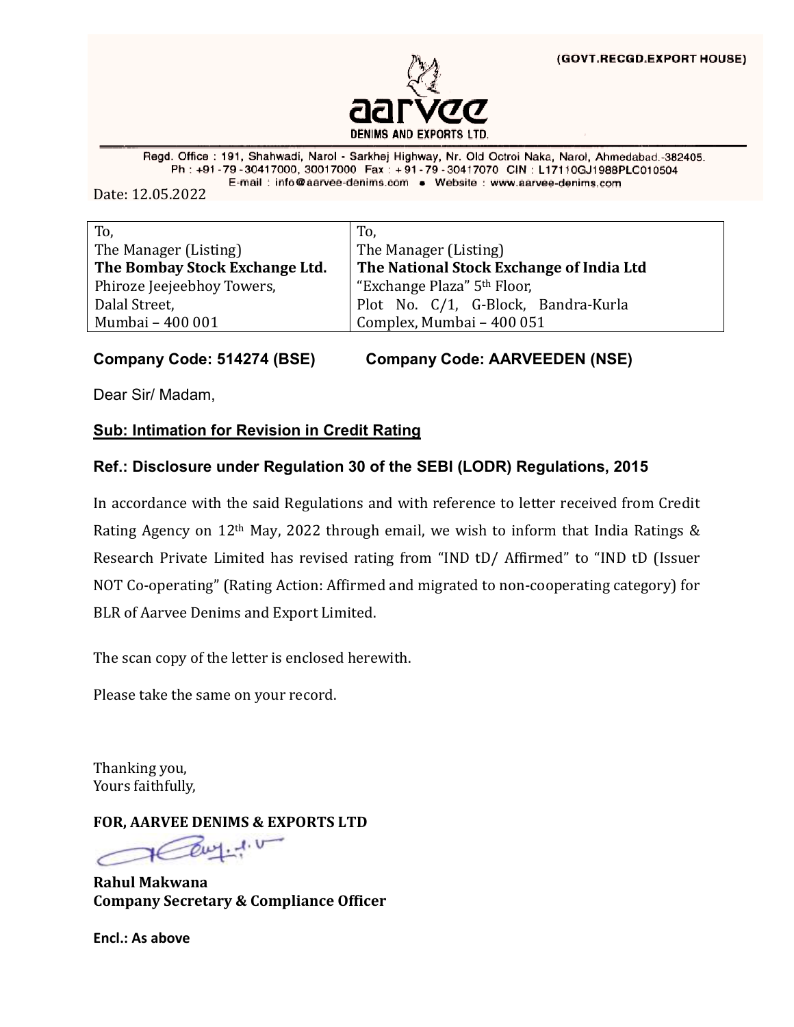(GOVT.RECGD.EXPORT HOUSE)

**aarvee**
DENIMS AND EXPORTS LTD.

Regd. Office : 191, Shahwadi, Narol - Sarkhej Highway, Nr. Old Octroi Naka, Narol, Ahmedabad.-382405.
Ph : +91-79-30417000, 30017000 Fax : +91-79-30417070 CIN : L17110GJ1988PLC010504
E-mail : info@aarvee-denims.com • Website : www.aarvee-denims.com

Date: 12.05.2022

| To, | To, |
|---|---|
| The Manager (Listing) | The Manager (Listing) |
| **The Bombay Stock Exchange Ltd.** | **The National Stock Exchange of India Ltd** |
| Phiroze Jeejeebhoy Towers, | "Exchange Plaza" 5th Floor, |
| Dalal Street, | Plot No. C/1, G-Block, Bandra-Kurla |
| Mumbai – 400 001 | Complex, Mumbai – 400 051 |

**Company Code: 514274 (BSE)** **Company Code: AARVEEDEN (NSE)**

Dear Sir/ Madam,

**Sub: Intimation for Revision in Credit Rating**

**Ref.: Disclosure under Regulation 30 of the SEBI (LODR) Regulations, 2015**

In accordance with the said Regulations and with reference to letter received from Credit Rating Agency on 12th May, 2022 through email, we wish to inform that India Ratings & Research Private Limited has revised rating from "IND tD/ Affirmed" to "IND tD (Issuer NOT Co-operating" (Rating Action: Affirmed and migrated to non-cooperating category) for BLR of Aarvee Denims and Export Limited.

The scan copy of the letter is enclosed herewith.

Please take the same on your record.

Thanking you,
Yours faithfully,

**FOR, AARVEE DENIMS & EXPORTS LTD**

**Rahul Makwana**
**Company Secretary & Compliance Officer**

**Encl.: As above**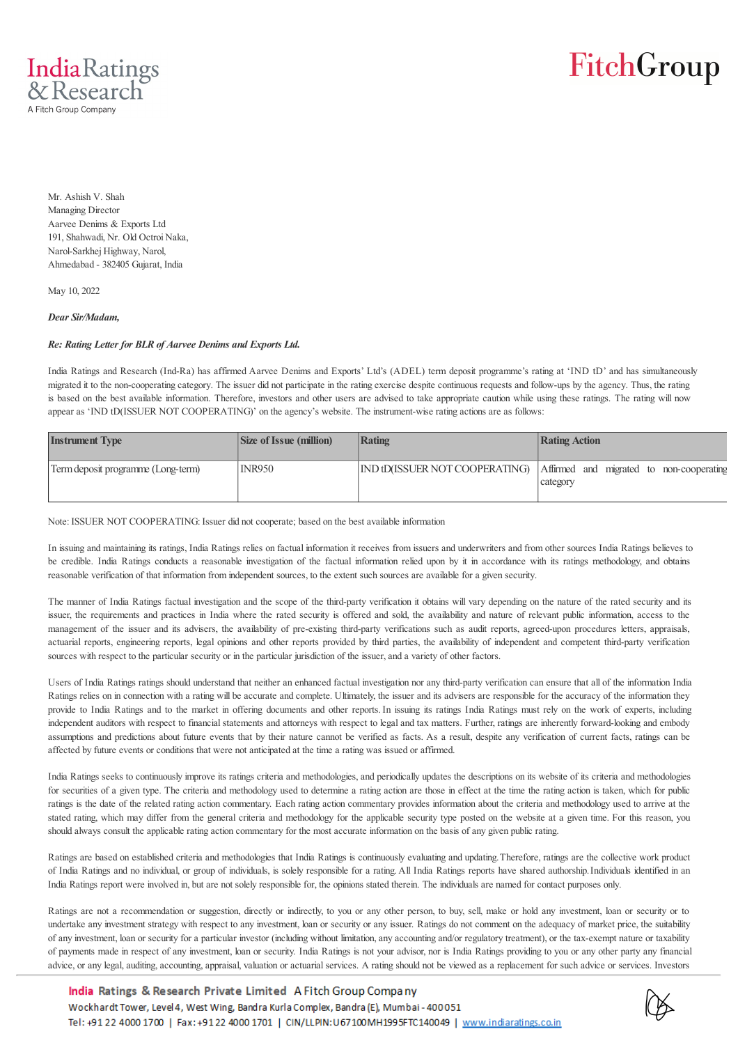Mr. Ashish V. Shah
Managing Director
Aarvee Denims & Exports Ltd
191, Shahwadi, Nr. Old Octroi Naka,
Narol-Sarkhej Highway, Narol,
Ahmedabad - 382405 Gujarat, India

May 10, 2022

***Dear Sir/Madam,***

***Re: Rating Letter for BLR of Aarvee Denims and Exports Ltd.***

India Ratings and Research (Ind-Ra) has affirmed Aarvee Denims and Exports' Ltd's (ADEL) term deposit programme's rating at 'IND tD' and has simultaneously migrated it to the non-cooperating category. The issuer did not participate in the rating exercise despite continuous requests and follow-ups by the agency. Thus, the rating is based on the best available information. Therefore, investors and other users are advised to take appropriate caution while using these ratings. The rating will now appear as 'IND tD(ISSUER NOT COOPERATING)' on the agency's website. The instrument-wise rating actions are as follows:

| Instrument Type | Size of Issue (million) | Rating | Rating Action |
|---|---|---|---|
| Term deposit programme (Long-term) | INR950 | IND tD(ISSUER NOT COOPERATING) | Affirmed and migrated to non-cooperating category |

Note: ISSUER NOT COOPERATING: Issuer did not cooperate; based on the best available information

In issuing and maintaining its ratings, India Ratings relies on factual information it receives from issuers and underwriters and from other sources India Ratings believes to be credible. India Ratings conducts a reasonable investigation of the factual information relied upon by it in accordance with its ratings methodology, and obtains reasonable verification of that information from independent sources, to the extent such sources are available for a given security.

The manner of India Ratings factual investigation and the scope of the third-party verification it obtains will vary depending on the nature of the rated security and its issuer, the requirements and practices in India where the rated security is offered and sold, the availability and nature of relevant public information, access to the management of the issuer and its advisers, the availability of pre-existing third-party verifications such as audit reports, agreed-upon procedures letters, appraisals, actuarial reports, engineering reports, legal opinions and other reports provided by third parties, the availability of independent and competent third-party verification sources with respect to the particular security or in the particular jurisdiction of the issuer, and a variety of other factors.

Users of India Ratings ratings should understand that neither an enhanced factual investigation nor any third-party verification can ensure that all of the information India Ratings relies on in connection with a rating will be accurate and complete. Ultimately, the issuer and its advisers are responsible for the accuracy of the information they provide to India Ratings and to the market in offering documents and other reports. In issuing its ratings India Ratings must rely on the work of experts, including independent auditors with respect to financial statements and attorneys with respect to legal and tax matters. Further, ratings are inherently forward-looking and embody assumptions and predictions about future events that by their nature cannot be verified as facts. As a result, despite any verification of current facts, ratings can be affected by future events or conditions that were not anticipated at the time a rating was issued or affirmed.

India Ratings seeks to continuously improve its ratings criteria and methodologies, and periodically updates the descriptions on its website of its criteria and methodologies for securities of a given type. The criteria and methodology used to determine a rating action are those in effect at the time the rating action is taken, which for public ratings is the date of the related rating action commentary. Each rating action commentary provides information about the criteria and methodology used to arrive at the stated rating, which may differ from the general criteria and methodology for the applicable security type posted on the website at a given time. For this reason, you should always consult the applicable rating action commentary for the most accurate information on the basis of any given public rating.

Ratings are based on established criteria and methodologies that India Ratings is continuously evaluating and updating. Therefore, ratings are the collective work product of India Ratings and no individual, or group of individuals, is solely responsible for a rating. All India Ratings reports have shared authorship. Individuals identified in an India Ratings report were involved in, but are not solely responsible for, the opinions stated therein. The individuals are named for contact purposes only.

Ratings are not a recommendation or suggestion, directly or indirectly, to you or any other person, to buy, sell, make or hold any investment, loan or security or to undertake any investment strategy with respect to any investment, loan or security or any issuer. Ratings do not comment on the adequacy of market price, the suitability of any investment, loan or security for a particular investor (including without limitation, any accounting and/or regulatory treatment), or the tax-exempt nature or taxability of payments made in respect of any investment, loan or security. India Ratings is not your advisor, nor is India Ratings providing to you or any other party any financial advice, or any legal, auditing, accounting, appraisal, valuation or actuarial services. A rating should not be viewed as a replacement for such advice or services. Investors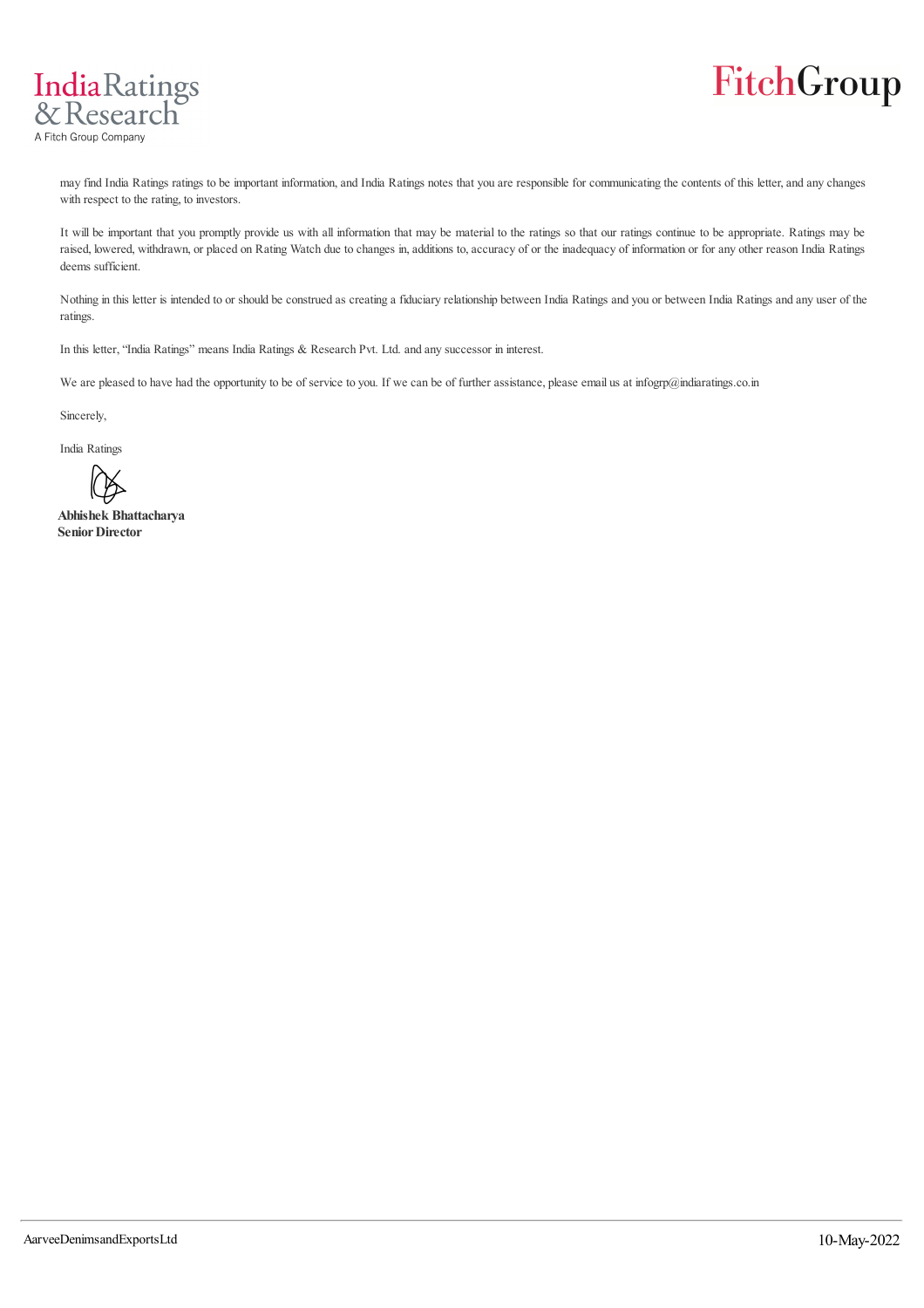may find India Ratings ratings to be important information, and India Ratings notes that you are responsible for communicating the contents of this letter, and any changes with respect to the rating, to investors.

It will be important that you promptly provide us with all information that may be material to the ratings so that our ratings continue to be appropriate. Ratings may be raised, lowered, withdrawn, or placed on Rating Watch due to changes in, additions to, accuracy of or the inadequacy of information or for any other reason India Ratings deems sufficient.

Nothing in this letter is intended to or should be construed as creating a fiduciary relationship between India Ratings and you or between India Ratings and any user of the ratings.

In this letter, "India Ratings" means India Ratings & Research Pvt. Ltd. and any successor in interest.

We are pleased to have had the opportunity to be of service to you. If we can be of further assistance, please email us at infogrp@indiaratings.co.in

Sincerely,

India Ratings

**Abhishek Bhattacharya**
**Senior Director**